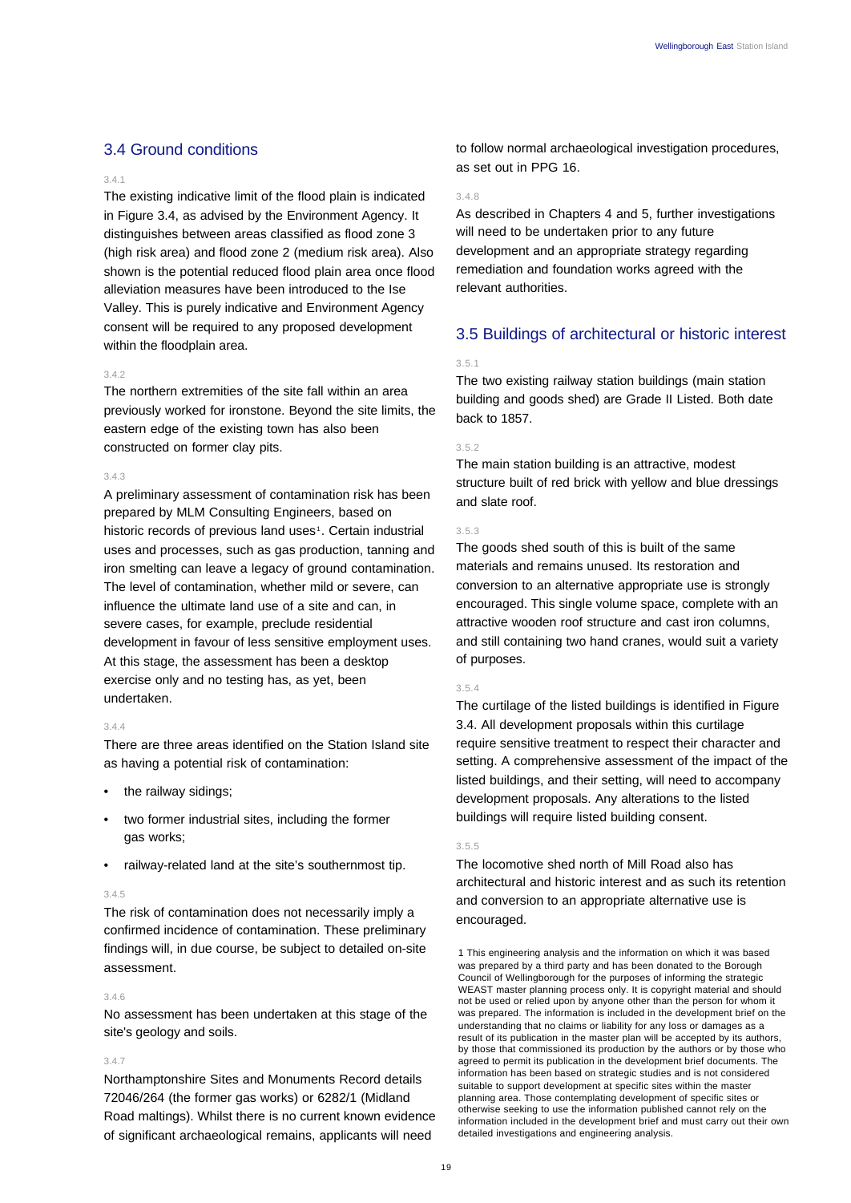## 3.4 Ground conditions

3.4.1

The existing indicative limit of the flood plain is indicated in Figure 3.4, as advised by the Environment Agency. It distinguishes between areas classified as flood zone 3 (high risk area) and flood zone 2 (medium risk area). Also shown is the potential reduced flood plain area once flood alleviation measures have been introduced to the Ise Valley. This is purely indicative and Environment Agency consent will be required to any proposed development within the floodplain area.

3.4.2

The northern extremities of the site fall within an area previously worked for ironstone. Beyond the site limits, the eastern edge of the existing town has also been constructed on former clay pits.

3.4.3

A preliminary assessment of contamination risk has been prepared by MLM Consulting Engineers, based on historic records of previous land uses[1]. Certain industrial uses and processes, such as gas production, tanning and iron smelting can leave a legacy of ground contamination. The level of contamination, whether mild or severe, can influence the ultimate land use of a site and can, in severe cases, for example, preclude residential development in favour of less sensitive employment uses. At this stage, the assessment has been a desktop exercise only and no testing has, as yet, been undertaken.

3.4.4

There are three areas identified on the Station Island site as having a potential risk of contamination:

- the railway sidings;
- two former industrial sites, including the former gas works;
- railway-related land at the site's southernmost tip.

3.4.5

The risk of contamination does not necessarily imply a confirmed incidence of contamination. These preliminary findings will, in due course, be subject to detailed on-site assessment.

3.4.6

No assessment has been undertaken at this stage of the site's geology and soils.

3.4.7

Northamptonshire Sites and Monuments Record details 72046/264 (the former gas works) or 6282/1 (Midland Road maltings). Whilst there is no current known evidence of significant archaeological remains, applicants will need to follow normal archaeological investigation procedures, as set out in PPG 16.

3.4.8

As described in Chapters 4 and 5, further investigations will need to be undertaken prior to any future development and an appropriate strategy regarding remediation and foundation works agreed with the relevant authorities.

## 3.5 Buildings of architectural or historic interest

3.5.1

The two existing railway station buildings (main station building and goods shed) are Grade II Listed. Both date back to 1857.

3.5.2

The main station building is an attractive, modest structure built of red brick with yellow and blue dressings and slate roof.

3.5.3

The goods shed south of this is built of the same materials and remains unused. Its restoration and conversion to an alternative appropriate use is strongly encouraged. This single volume space, complete with an attractive wooden roof structure and cast iron columns, and still containing two hand cranes, would suit a variety of purposes.

3.5.4

The curtilage of the listed buildings is identified in Figure 3.4. All development proposals within this curtilage require sensitive treatment to respect their character and setting. A comprehensive assessment of the impact of the listed buildings, and their setting, will need to accompany development proposals. Any alterations to the listed buildings will require listed building consent.

3.5.5

The locomotive shed north of Mill Road also has architectural and historic interest and as such its retention and conversion to an appropriate alternative use is encouraged.

1 This engineering analysis and the information on which it was based was prepared by a third party and has been donated to the Borough Council of Wellingborough for the purposes of informing the strategic WEAST master planning process only. It is copyright material and should not be used or relied upon by anyone other than the person for whom it was prepared. The information is included in the development brief on the understanding that no claims or liability for any loss or damages as a result of its publication in the master plan will be accepted by its authors, by those that commissioned its production by the authors or by those who agreed to permit its publication in the development brief documents. The information has been based on strategic studies and is not considered suitable to support development at specific sites within the master planning area. Those contemplating development of specific sites or otherwise seeking to use the information published cannot rely on the information included in the development brief and must carry out their own detailed investigations and engineering analysis.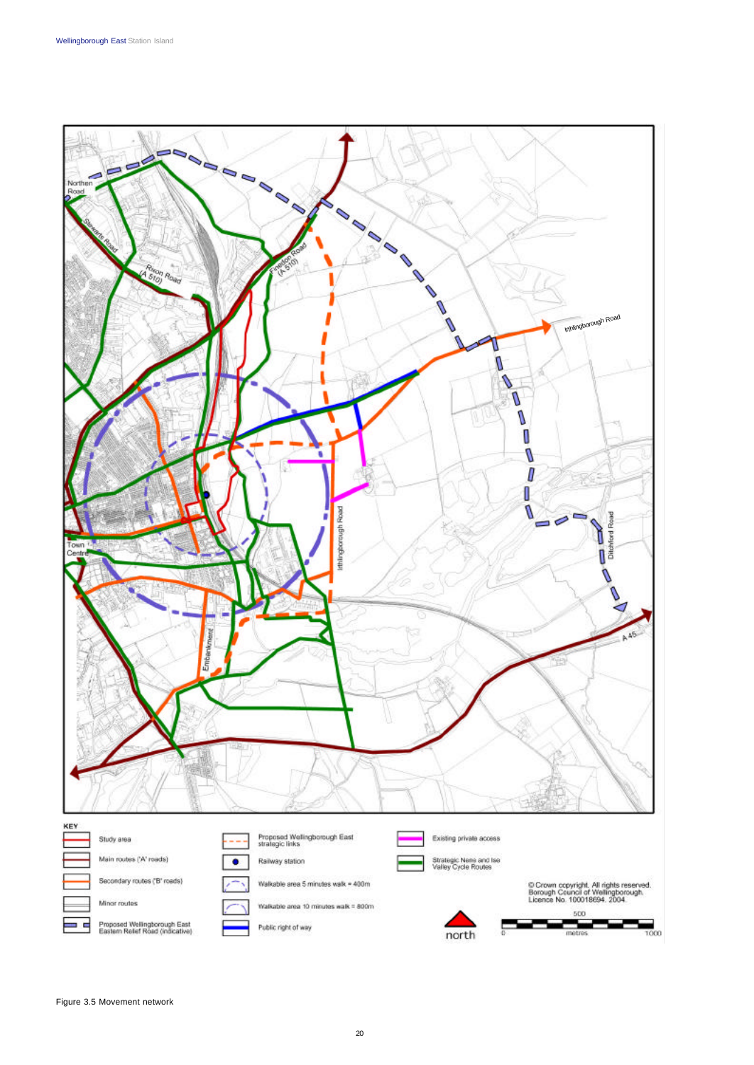Figure 3.5 Movement network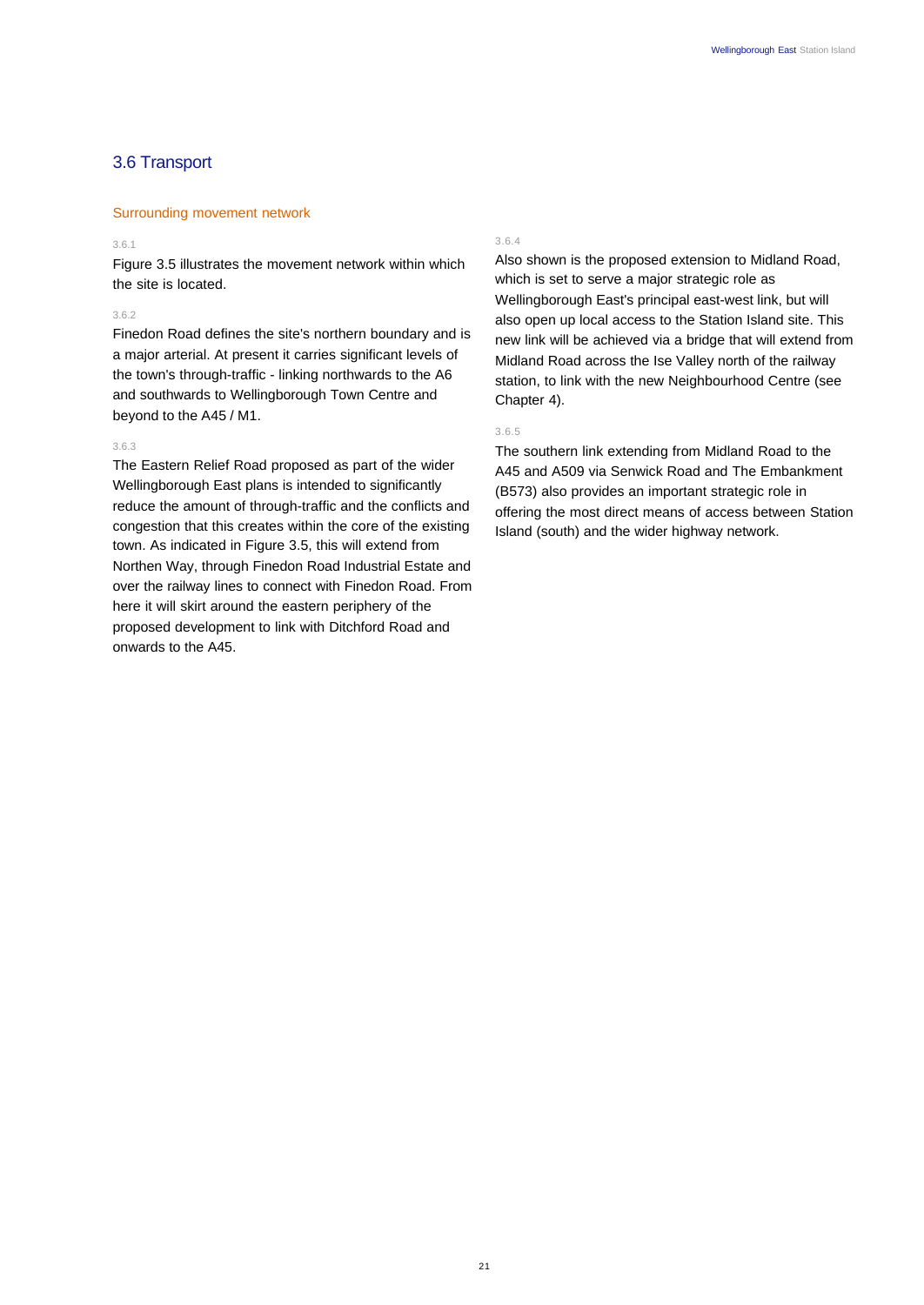## 3.6 Transport

### Surrounding movement network

3.6.1

Figure 3.5 illustrates the movement network within which the site is located.

3.6.2

Finedon Road defines the site's northern boundary and is a major arterial. At present it carries significant levels of the town's through-traffic - linking northwards to the A6 and southwards to Wellingborough Town Centre and beyond to the A45 / M1.

3.6.3

The Eastern Relief Road proposed as part of the wider Wellingborough East plans is intended to significantly reduce the amount of through-traffic and the conflicts and congestion that this creates within the core of the existing town. As indicated in Figure 3.5, this will extend from Northen Way, through Finedon Road Industrial Estate and over the railway lines to connect with Finedon Road. From here it will skirt around the eastern periphery of the proposed development to link with Ditchford Road and onwards to the A45.

3.6.4

Also shown is the proposed extension to Midland Road, which is set to serve a major strategic role as Wellingborough East's principal east-west link, but will also open up local access to the Station Island site. This new link will be achieved via a bridge that will extend from Midland Road across the Ise Valley north of the railway station, to link with the new Neighbourhood Centre (see Chapter 4).

3.6.5

The southern link extending from Midland Road to the A45 and A509 via Senwick Road and The Embankment (B573) also provides an important strategic role in offering the most direct means of access between Station Island (south) and the wider highway network.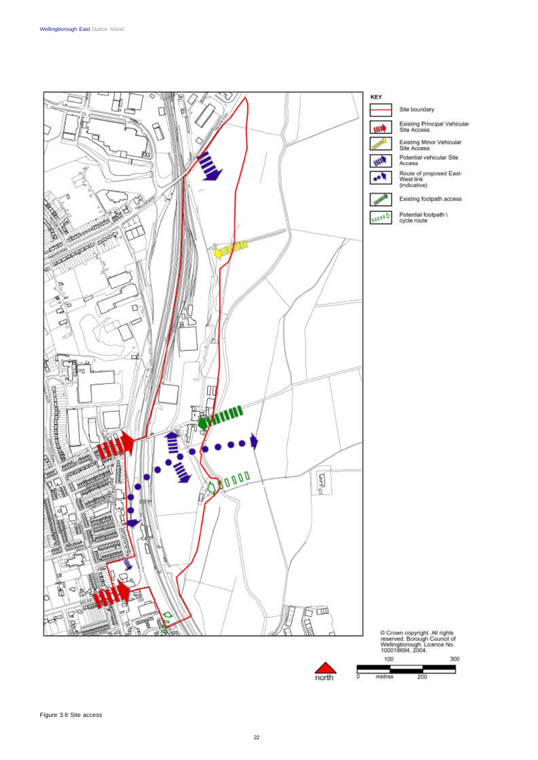KEY

- Site boundary
- Existing Principal Vehicular Site Access
- Existing Minor Vehicular Site Access
- Potential vehicular Site Access
- Route of proposed East-West link (indicative)
- Existing footpath access
- Potential footpath \ cycle route

© Crown copyright. All rights reserved. Borough Council of Wellingborough. Licence No. 100018694. 2004.

north

0 100 200 300 metres

Figure 3.6 Site access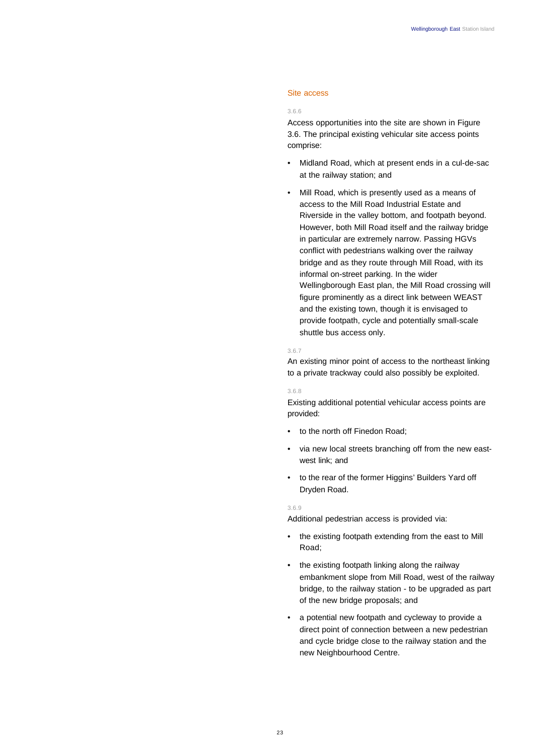## Site access

3.6.6

Access opportunities into the site are shown in Figure 3.6. The principal existing vehicular site access points comprise:

- Midland Road, which at present ends in a cul-de-sac at the railway station; and
- Mill Road, which is presently used as a means of access to the Mill Road Industrial Estate and Riverside in the valley bottom, and footpath beyond. However, both Mill Road itself and the railway bridge in particular are extremely narrow. Passing HGVs conflict with pedestrians walking over the railway bridge and as they route through Mill Road, with its informal on-street parking. In the wider Wellingborough East plan, the Mill Road crossing will figure prominently as a direct link between WEAST and the existing town, though it is envisaged to provide footpath, cycle and potentially small-scale shuttle bus access only.

3.6.7

An existing minor point of access to the northeast linking to a private trackway could also possibly be exploited.

3.6.8

Existing additional potential vehicular access points are provided:

- to the north off Finedon Road;
- via new local streets branching off from the new east-west link; and
- to the rear of the former Higgins' Builders Yard off Dryden Road.

3.6.9

Additional pedestrian access is provided via:

- the existing footpath extending from the east to Mill Road;
- the existing footpath linking along the railway embankment slope from Mill Road, west of the railway bridge, to the railway station - to be upgraded as part of the new bridge proposals; and
- a potential new footpath and cycleway to provide a direct point of connection between a new pedestrian and cycle bridge close to the railway station and the new Neighbourhood Centre.